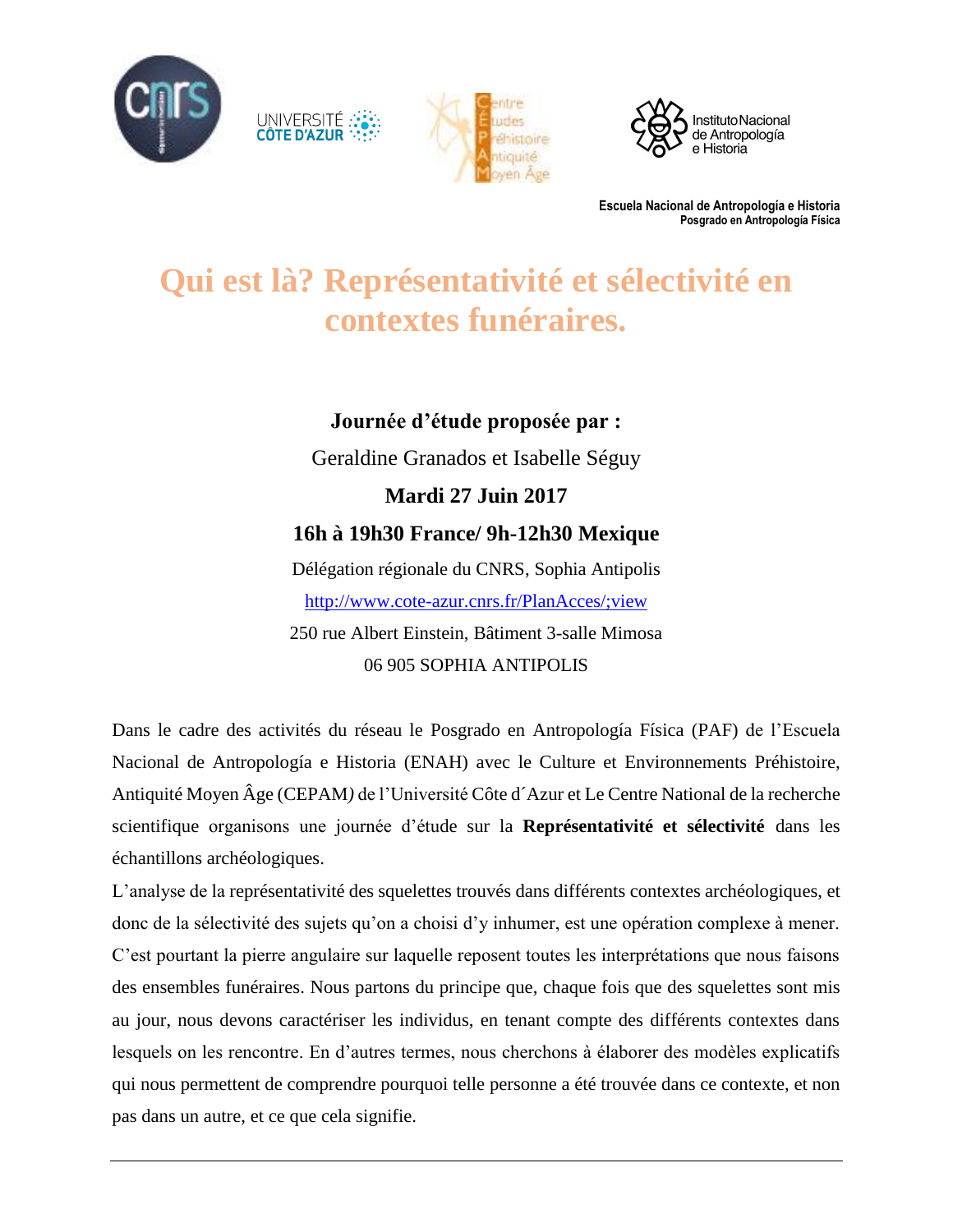Escuela Nacional de Antropología e Historia
Posgrado en Antropología Física

# Qui est là? Représentativité et sélectivité en contextes funéraires.

**Journée d'étude proposée par :**

Geraldine Granados et Isabelle Séguy

**Mardi 27 Juin 2017**

**16h à 19h30 France/ 9h-12h30 Mexique**

Délégation régionale du CNRS, Sophia Antipolis

http://www.cote-azur.cnrs.fr/PlanAcces/;view

250 rue Albert Einstein, Bâtiment 3-salle Mimosa

06 905 SOPHIA ANTIPOLIS

Dans le cadre des activités du réseau le Posgrado en Antropología Física (PAF) de l'Escuela Nacional de Antropología e Historia (ENAH) avec le Culture et Environnements Préhistoire, Antiquité Moyen Âge (CEPAM*)* de l'Université Côte d´Azur et Le Centre National de la recherche scientifique organisons une journée d'étude sur la **Représentativité et sélectivité** dans les échantillons archéologiques.

L'analyse de la représentativité des squelettes trouvés dans différents contextes archéologiques, et donc de la sélectivité des sujets qu'on a choisi d'y inhumer, est une opération complexe à mener. C'est pourtant la pierre angulaire sur laquelle reposent toutes les interprétations que nous faisons des ensembles funéraires. Nous partons du principe que, chaque fois que des squelettes sont mis au jour, nous devons caractériser les individus, en tenant compte des différents contextes dans lesquels on les rencontre. En d'autres termes, nous cherchons à élaborer des modèles explicatifs qui nous permettent de comprendre pourquoi telle personne a été trouvée dans ce contexte, et non pas dans un autre, et ce que cela signifie.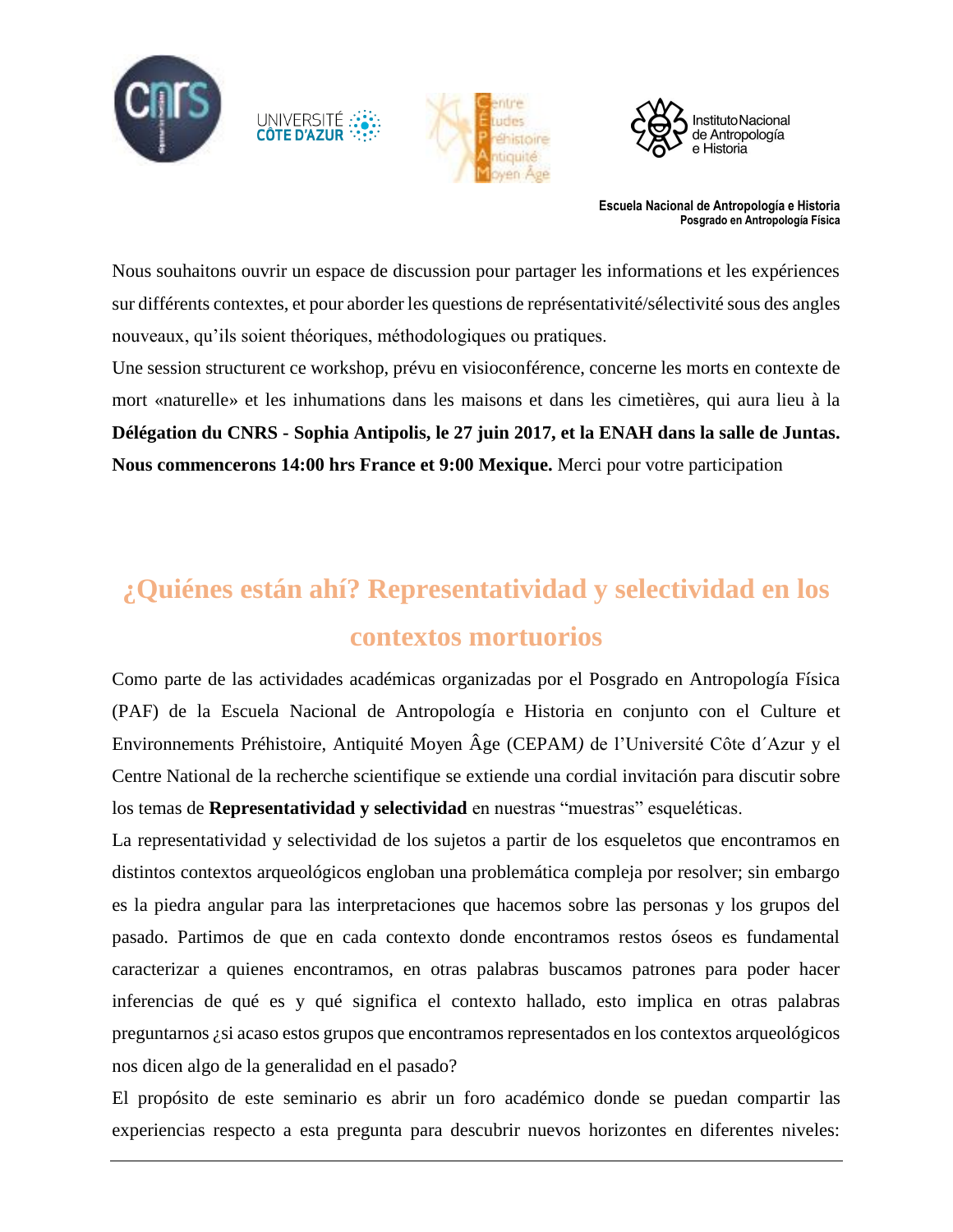Escuela Nacional de Antropología e Historia
Posgrado en Antropología Física

Nous souhaitons ouvrir un espace de discussion pour partager les informations et les expériences sur différents contextes, et pour aborder les questions de représentativité/sélectivité sous des angles nouveaux, qu'ils soient théoriques, méthodologiques ou pratiques.

Une session structurent ce workshop, prévu en visioconférence, concerne les morts en contexte de mort «naturelle» et les inhumations dans les maisons et dans les cimetières, qui aura lieu à la **Délégation du CNRS - Sophia Antipolis, le 27 juin 2017, et la ENAH dans la salle de Juntas. Nous commencerons 14:00 hrs France et 9:00 Mexique.** Merci pour votre participation

## ¿Quiénes están ahí? Representatividad y selectividad en los contextos mortuorios

Como parte de las actividades académicas organizadas por el Posgrado en Antropología Física (PAF) de la Escuela Nacional de Antropología e Historia en conjunto con el Culture et Environnements Préhistoire, Antiquité Moyen Âge (CEPAM*)* de l'Université Côte d´Azur y el Centre National de la recherche scientifique se extiende una cordial invitación para discutir sobre los temas de **Representatividad y selectividad** en nuestras "muestras" esqueléticas.

La representatividad y selectividad de los sujetos a partir de los esqueletos que encontramos en distintos contextos arqueológicos engloban una problemática compleja por resolver; sin embargo es la piedra angular para las interpretaciones que hacemos sobre las personas y los grupos del pasado. Partimos de que en cada contexto donde encontramos restos óseos es fundamental caracterizar a quienes encontramos, en otras palabras buscamos patrones para poder hacer inferencias de qué es y qué significa el contexto hallado, esto implica en otras palabras preguntarnos ¿si acaso estos grupos que encontramos representados en los contextos arqueológicos nos dicen algo de la generalidad en el pasado?

El propósito de este seminario es abrir un foro académico donde se puedan compartir las experiencias respecto a esta pregunta para descubrir nuevos horizontes en diferentes niveles: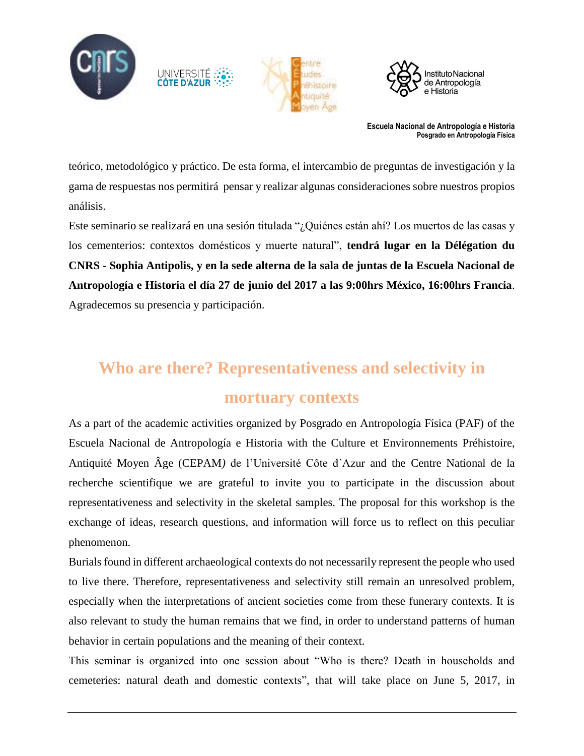teórico, metodológico y práctico. De esta forma, el intercambio de preguntas de investigación y la gama de respuestas nos permitirá pensar y realizar algunas consideraciones sobre nuestros propios análisis.

Este seminario se realizará en una sesión titulada "¿Quiénes están ahí? Los muertos de las casas y los cementerios: contextos domésticos y muerte natural", **tendrá lugar en la Délégation du CNRS - Sophia Antipolis, y en la sede alterna de la sala de juntas de la Escuela Nacional de Antropología e Historia el día 27 de junio del 2017 a las 9:00hrs México, 16:00hrs Francia**. Agradecemos su presencia y participación.

## Who are there? Representativeness and selectivity in mortuary contexts

As a part of the academic activities organized by Posgrado en Antropología Física (PAF) of the Escuela Nacional de Antropología e Historia with the Culture et Environnements Préhistoire, Antiquité Moyen Âge (CEPAM) de l'Université Côte d´Azur and the Centre National de la recherche scientifique we are grateful to invite you to participate in the discussion about representativeness and selectivity in the skeletal samples. The proposal for this workshop is the exchange of ideas, research questions, and information will force us to reflect on this peculiar phenomenon.

Burials found in different archaeological contexts do not necessarily represent the people who used to live there. Therefore, representativeness and selectivity still remain an unresolved problem, especially when the interpretations of ancient societies come from these funerary contexts. It is also relevant to study the human remains that we find, in order to understand patterns of human behavior in certain populations and the meaning of their context.

This seminar is organized into one session about "Who is there? Death in households and cemeteries: natural death and domestic contexts", that will take place on June 5, 2017, in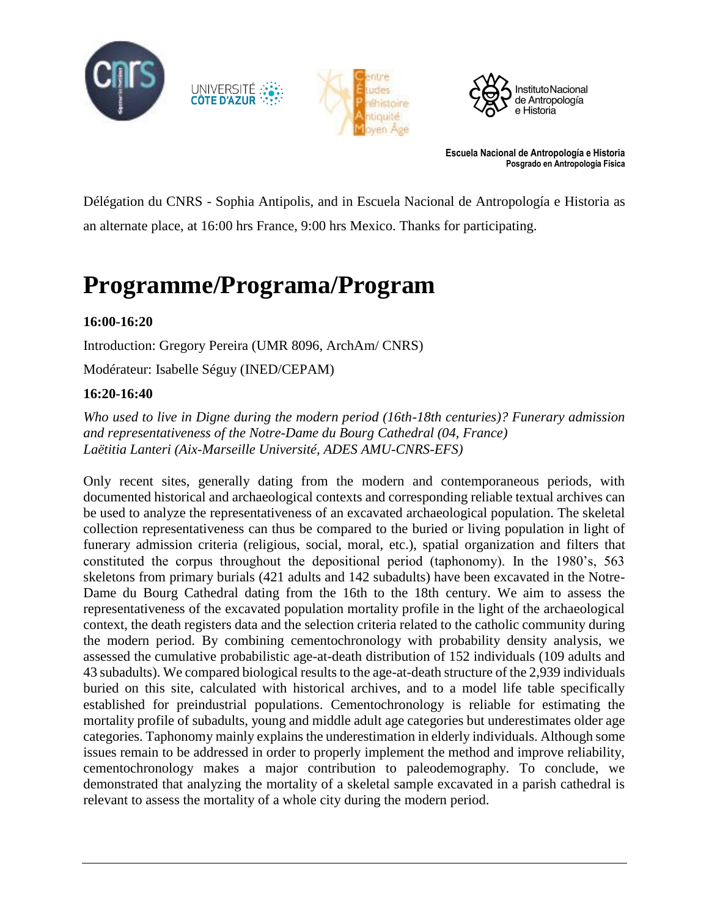Escuela Nacional de Antropología e Historia
Posgrado en Antropología Física

Délégation du CNRS - Sophia Antipolis, and in Escuela Nacional de Antropología e Historia as an alternate place, at 16:00 hrs France, 9:00 hrs Mexico. Thanks for participating.

# Programme/Programa/Program

**16:00-16:20**

Introduction: Gregory Pereira (UMR 8096, ArchAm/ CNRS)

Modérateur: Isabelle Séguy (INED/CEPAM)

**16:20-16:40**

*Who used to live in Digne during the modern period (16th-18th centuries)? Funerary admission and representativeness of the Notre-Dame du Bourg Cathedral (04, France)*
*Laëtitia Lanteri (Aix-Marseille Université, ADES AMU-CNRS-EFS)*

Only recent sites, generally dating from the modern and contemporaneous periods, with documented historical and archaeological contexts and corresponding reliable textual archives can be used to analyze the representativeness of an excavated archaeological population. The skeletal collection representativeness can thus be compared to the buried or living population in light of funerary admission criteria (religious, social, moral, etc.), spatial organization and filters that constituted the corpus throughout the depositional period (taphonomy). In the 1980's, 563 skeletons from primary burials (421 adults and 142 subadults) have been excavated in the Notre-Dame du Bourg Cathedral dating from the 16th to the 18th century. We aim to assess the representativeness of the excavated population mortality profile in the light of the archaeological context, the death registers data and the selection criteria related to the catholic community during the modern period. By combining cementochronology with probability density analysis, we assessed the cumulative probabilistic age-at-death distribution of 152 individuals (109 adults and 43 subadults). We compared biological results to the age-at-death structure of the 2,939 individuals buried on this site, calculated with historical archives, and to a model life table specifically established for preindustrial populations. Cementochronology is reliable for estimating the mortality profile of subadults, young and middle adult age categories but underestimates older age categories. Taphonomy mainly explains the underestimation in elderly individuals. Although some issues remain to be addressed in order to properly implement the method and improve reliability, cementochronology makes a major contribution to paleodemography. To conclude, we demonstrated that analyzing the mortality of a skeletal sample excavated in a parish cathedral is relevant to assess the mortality of a whole city during the modern period.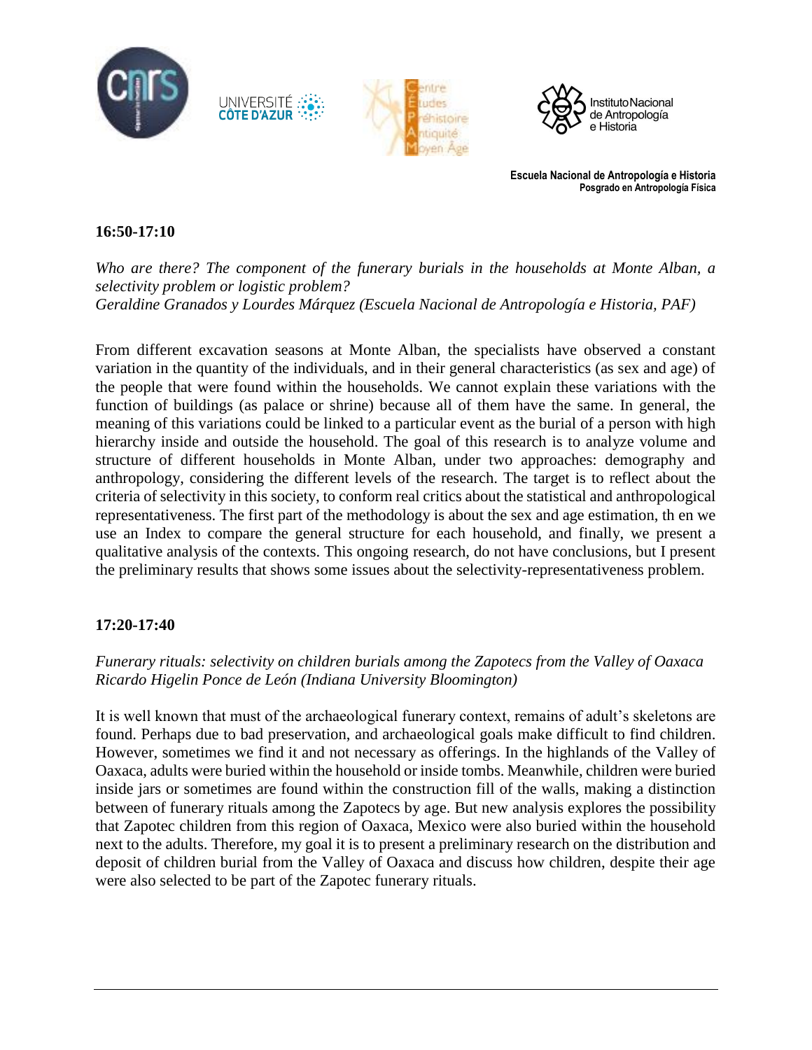**16:50-17:10**

*Who are there? The component of the funerary burials in the households at Monte Alban, a selectivity problem or logistic problem?*
*Geraldine Granados y Lourdes Márquez (Escuela Nacional de Antropología e Historia, PAF)*

From different excavation seasons at Monte Alban, the specialists have observed a constant variation in the quantity of the individuals, and in their general characteristics (as sex and age) of the people that were found within the households. We cannot explain these variations with the function of buildings (as palace or shrine) because all of them have the same. In general, the meaning of this variations could be linked to a particular event as the burial of a person with high hierarchy inside and outside the household. The goal of this research is to analyze volume and structure of different households in Monte Alban, under two approaches: demography and anthropology, considering the different levels of the research. The target is to reflect about the criteria of selectivity in this society, to conform real critics about the statistical and anthropological representativeness. The first part of the methodology is about the sex and age estimation, th en we use an Index to compare the general structure for each household, and finally, we present a qualitative analysis of the contexts. This ongoing research, do not have conclusions, but I present the preliminary results that shows some issues about the selectivity-representativeness problem.

**17:20-17:40**

*Funerary rituals: selectivity on children burials among the Zapotecs from the Valley of Oaxaca*
*Ricardo Higelin Ponce de León (Indiana University Bloomington)*

It is well known that must of the archaeological funerary context, remains of adult's skeletons are found. Perhaps due to bad preservation, and archaeological goals make difficult to find children. However, sometimes we find it and not necessary as offerings. In the highlands of the Valley of Oaxaca, adults were buried within the household or inside tombs. Meanwhile, children were buried inside jars or sometimes are found within the construction fill of the walls, making a distinction between of funerary rituals among the Zapotecs by age. But new analysis explores the possibility that Zapotec children from this region of Oaxaca, Mexico were also buried within the household next to the adults. Therefore, my goal it is to present a preliminary research on the distribution and deposit of children burial from the Valley of Oaxaca and discuss how children, despite their age were also selected to be part of the Zapotec funerary rituals.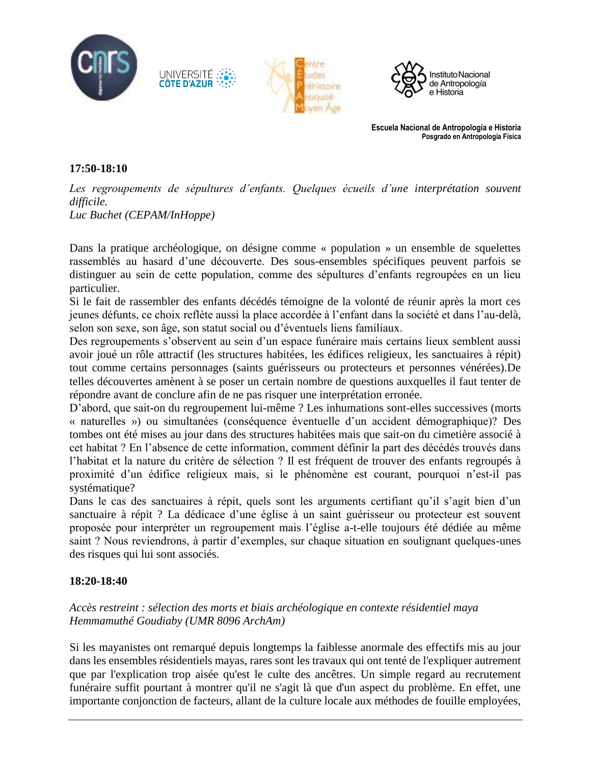**17:50-18:10**

*Les regroupements de sépultures d'enfants. Quelques écueils d'une interprétation souvent difficile.*
*Luc Buchet (CEPAM/InHoppe)*

Dans la pratique archéologique, on désigne comme « population » un ensemble de squelettes rassemblés au hasard d'une découverte. Des sous-ensembles spécifiques peuvent parfois se distinguer au sein de cette population, comme des sépultures d'enfants regroupées en un lieu particulier.
Si le fait de rassembler des enfants décédés témoigne de la volonté de réunir après la mort ces jeunes défunts, ce choix reflète aussi la place accordée à l'enfant dans la société et dans l'au-delà, selon son sexe, son âge, son statut social ou d'éventuels liens familiaux.
Des regroupements s'observent au sein d'un espace funéraire mais certains lieux semblent aussi avoir joué un rôle attractif (les structures habitées, les édifices religieux, les sanctuaires à répit) tout comme certains personnages (saints guérisseurs ou protecteurs et personnes vénérées).De telles découvertes amènent à se poser un certain nombre de questions auxquelles il faut tenter de répondre avant de conclure afin de ne pas risquer une interprétation erronée.
D'abord, que sait-on du regroupement lui-même ? Les inhumations sont-elles successives (morts « naturelles ») ou simultanées (conséquence éventuelle d'un accident démographique)? Des tombes ont été mises au jour dans des structures habitées mais que sait-on du cimetière associé à cet habitat ? En l'absence de cette information, comment définir la part des décédés trouvés dans l'habitat et la nature du critère de sélection ? Il est fréquent de trouver des enfants regroupés à proximité d'un édifice religieux mais, si le phénomène est courant, pourquoi n'est-il pas systématique?
Dans le cas des sanctuaires à répit, quels sont les arguments certifiant qu'il s'agit bien d'un sanctuaire à répit ? La dédicace d'une église à un saint guérisseur ou protecteur est souvent proposée pour interpréter un regroupement mais l'église a-t-elle toujours été dédiée au même saint ? Nous reviendrons, à partir d'exemples, sur chaque situation en soulignant quelques-unes des risques qui lui sont associés.

**18:20-18:40**

*Accès restreint : sélection des morts et biais archéologique en contexte résidentiel maya*
*Hemmamuthé Goudiaby (UMR 8096 ArchAm)*

Si les mayanistes ont remarqué depuis longtemps la faiblesse anormale des effectifs mis au jour dans les ensembles résidentiels mayas, rares sont les travaux qui ont tenté de l'expliquer autrement que par l'explication trop aisée qu'est le culte des ancêtres. Un simple regard au recrutement funéraire suffit pourtant à montrer qu'il ne s'agit là que d'un aspect du problème. En effet, une importante conjonction de facteurs, allant de la culture locale aux méthodes de fouille employées,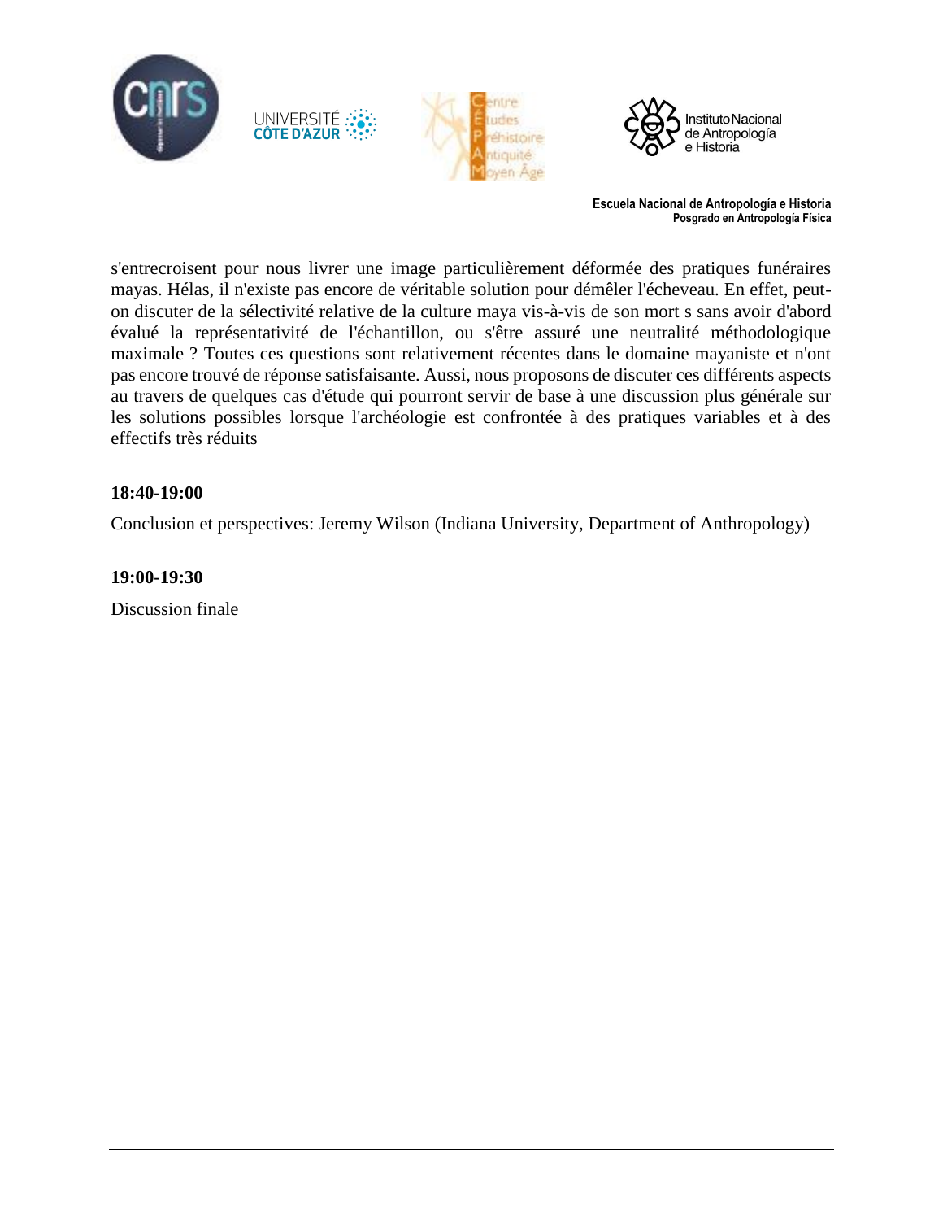s'entrecroisent pour nous livrer une image particulièrement déformée des pratiques funéraires mayas. Hélas, il n'existe pas encore de véritable solution pour démêler l'écheveau. En effet, peut-on discuter de la sélectivité relative de la culture maya vis-à-vis de son mort s sans avoir d'abord évalué la représentativité de l'échantillon, ou s'être assuré une neutralité méthodologique maximale ? Toutes ces questions sont relativement récentes dans le domaine mayaniste et n'ont pas encore trouvé de réponse satisfaisante. Aussi, nous proposons de discuter ces différents aspects au travers de quelques cas d'étude qui pourront servir de base à une discussion plus générale sur les solutions possibles lorsque l'archéologie est confrontée à des pratiques variables et à des effectifs très réduits

**18:40-19:00**

Conclusion et perspectives: Jeremy Wilson (Indiana University, Department of Anthropology)

**19:00-19:30**

Discussion finale